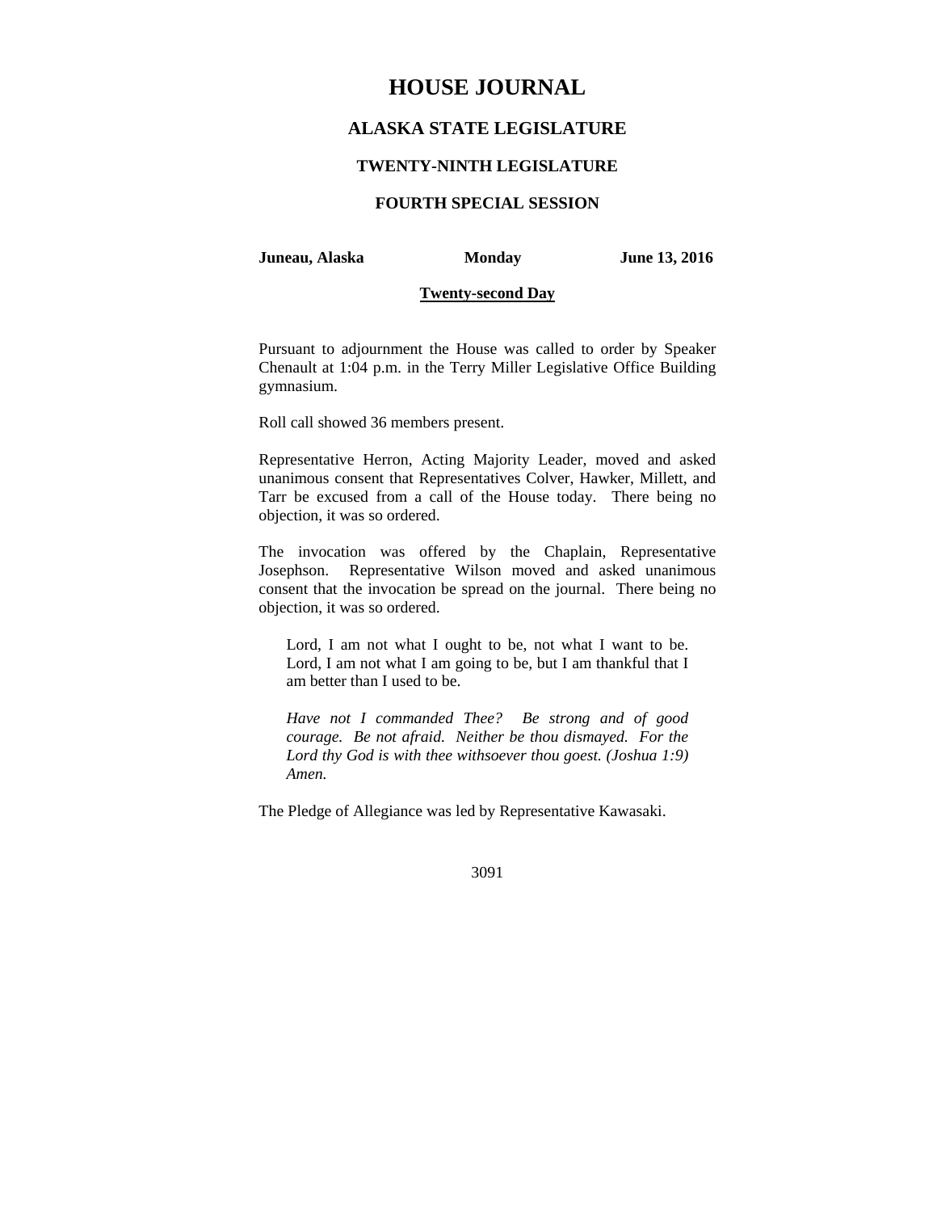# HOUSE JOURNAL

## ALASKA STATE LEGISLATURE

### TWENTY-NINTH LEGISLATURE

### FOURTH SPECIAL SESSION

**Juneau, Alaska** **Monday** **June 13, 2016**

**Twenty-second Day**

Pursuant to adjournment the House was called to order by Speaker Chenault at 1:04 p.m. in the Terry Miller Legislative Office Building gymnasium.

Roll call showed 36 members present.

Representative Herron, Acting Majority Leader, moved and asked unanimous consent that Representatives Colver, Hawker, Millett, and Tarr be excused from a call of the House today. There being no objection, it was so ordered.

The invocation was offered by the Chaplain, Representative Josephson. Representative Wilson moved and asked unanimous consent that the invocation be spread on the journal. There being no objection, it was so ordered.

> Lord, I am not what I ought to be, not what I want to be. Lord, I am not what I am going to be, but I am thankful that I am better than I used to be.
>
> *Have not I commanded Thee? Be strong and of good courage. Be not afraid. Neither be thou dismayed. For the Lord thy God is with thee withsoever thou goest. (Joshua 1:9) Amen.*

The Pledge of Allegiance was led by Representative Kawasaki.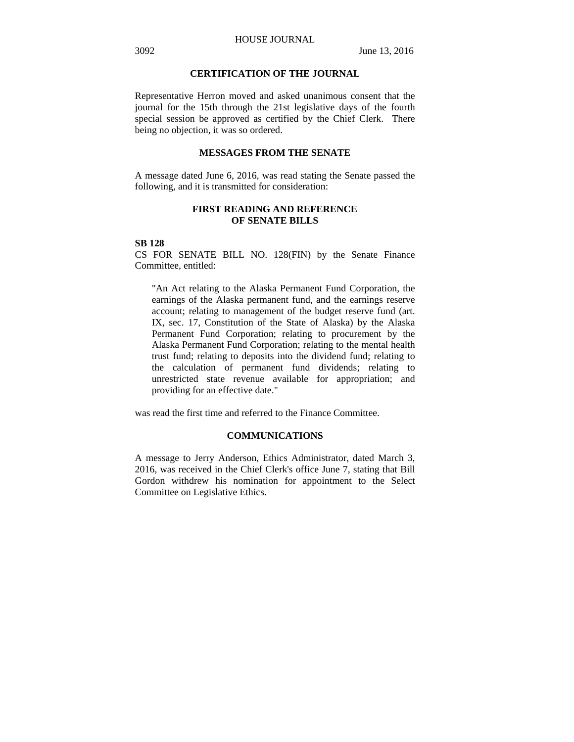## CERTIFICATION OF THE JOURNAL

Representative Herron moved and asked unanimous consent that the journal for the 15th through the 21st legislative days of the fourth special session be approved as certified by the Chief Clerk. There being no objection, it was so ordered.

## MESSAGES FROM THE SENATE

A message dated June 6, 2016, was read stating the Senate passed the following, and it is transmitted for consideration:

## FIRST READING AND REFERENCE OF SENATE BILLS

**SB 128**

CS FOR SENATE BILL NO. 128(FIN) by the Senate Finance Committee, entitled:

> "An Act relating to the Alaska Permanent Fund Corporation, the earnings of the Alaska permanent fund, and the earnings reserve account; relating to management of the budget reserve fund (art. IX, sec. 17, Constitution of the State of Alaska) by the Alaska Permanent Fund Corporation; relating to procurement by the Alaska Permanent Fund Corporation; relating to the mental health trust fund; relating to deposits into the dividend fund; relating to the calculation of permanent fund dividends; relating to unrestricted state revenue available for appropriation; and providing for an effective date."

was read the first time and referred to the Finance Committee.

## COMMUNICATIONS

A message to Jerry Anderson, Ethics Administrator, dated March 3, 2016, was received in the Chief Clerk's office June 7, stating that Bill Gordon withdrew his nomination for appointment to the Select Committee on Legislative Ethics.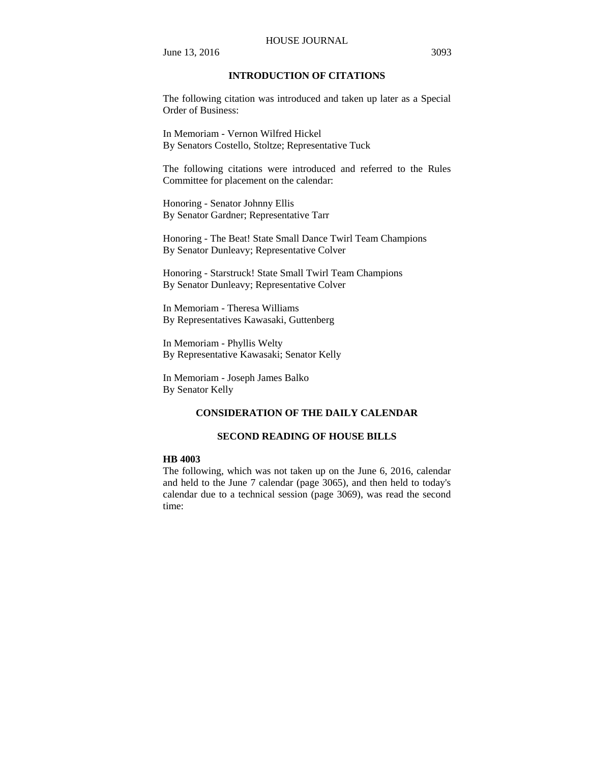## INTRODUCTION OF CITATIONS

The following citation was introduced and taken up later as a Special Order of Business:

In Memoriam - Vernon Wilfred Hickel
By Senators Costello, Stoltze; Representative Tuck

The following citations were introduced and referred to the Rules Committee for placement on the calendar:

Honoring - Senator Johnny Ellis
By Senator Gardner; Representative Tarr

Honoring - The Beat! State Small Dance Twirl Team Champions
By Senator Dunleavy; Representative Colver

Honoring - Starstruck! State Small Twirl Team Champions
By Senator Dunleavy; Representative Colver

In Memoriam - Theresa Williams
By Representatives Kawasaki, Guttenberg

In Memoriam - Phyllis Welty
By Representative Kawasaki; Senator Kelly

In Memoriam - Joseph James Balko
By Senator Kelly

## CONSIDERATION OF THE DAILY CALENDAR

### SECOND READING OF HOUSE BILLS

**HB 4003**
The following, which was not taken up on the June 6, 2016, calendar and held to the June 7 calendar (page 3065), and then held to today's calendar due to a technical session (page 3069), was read the second time: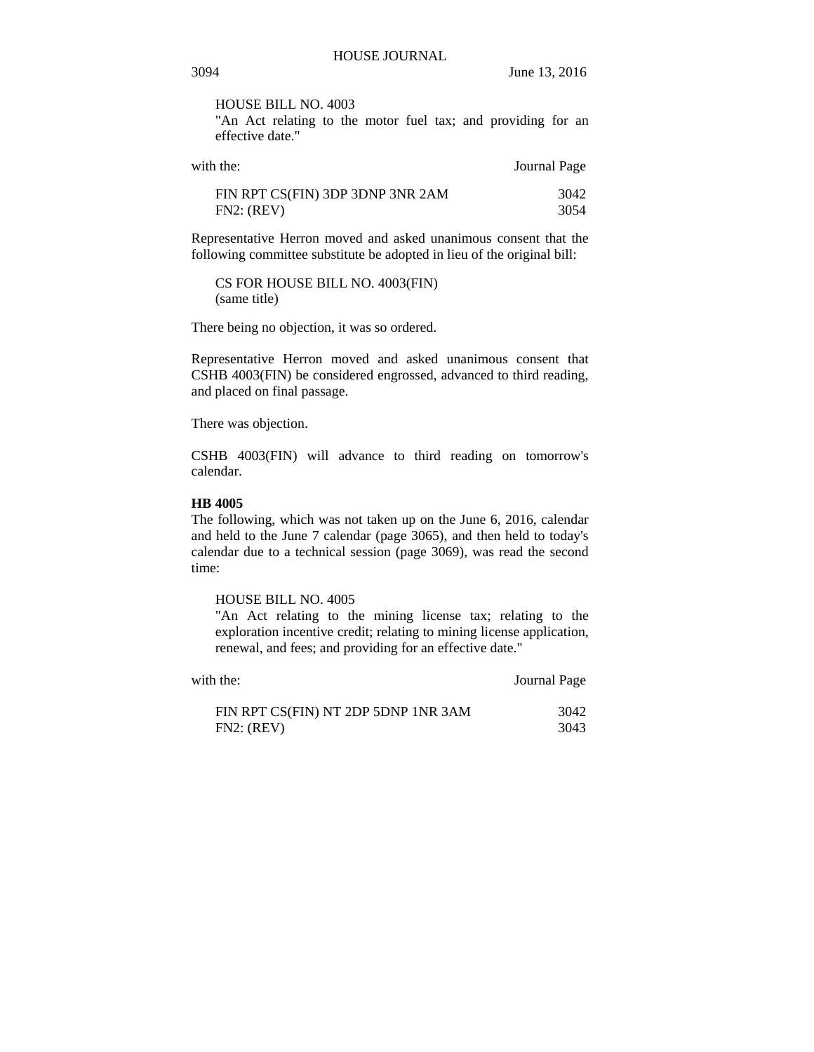HOUSE BILL NO. 4003
"An Act relating to the motor fuel tax; and providing for an effective date."

| with the: | Journal Page |
| --- | --- |
| FIN RPT CS(FIN) 3DP 3DNP 3NR 2AM | 3042 |
| FN2: (REV) | 3054 |

Representative Herron moved and asked unanimous consent that the following committee substitute be adopted in lieu of the original bill:

CS FOR HOUSE BILL NO. 4003(FIN)
(same title)

There being no objection, it was so ordered.

Representative Herron moved and asked unanimous consent that CSHB 4003(FIN) be considered engrossed, advanced to third reading, and placed on final passage.

There was objection.

CSHB 4003(FIN) will advance to third reading on tomorrow's calendar.

**HB 4005**
The following, which was not taken up on the June 6, 2016, calendar and held to the June 7 calendar (page 3065), and then held to today's calendar due to a technical session (page 3069), was read the second time:

HOUSE BILL NO. 4005
"An Act relating to the mining license tax; relating to the exploration incentive credit; relating to mining license application, renewal, and fees; and providing for an effective date."

| with the: | Journal Page |
| --- | --- |
| FIN RPT CS(FIN) NT 2DP 5DNP 1NR 3AM | 3042 |
| FN2: (REV) | 3043 |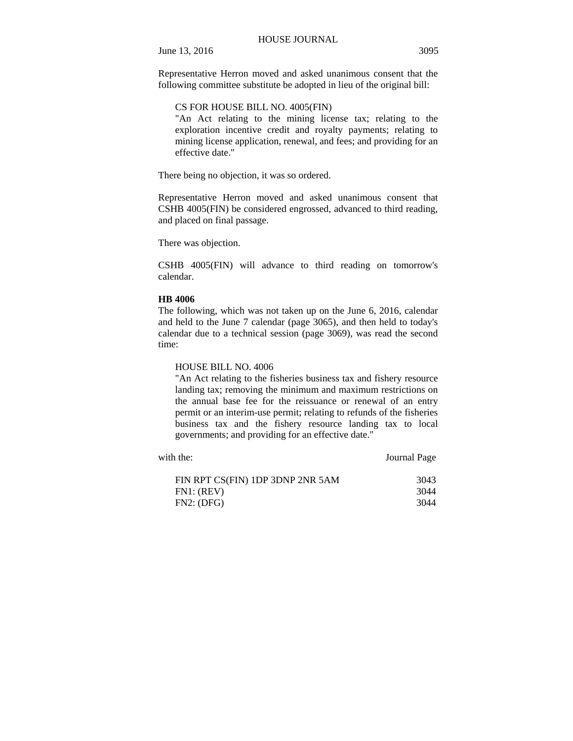Representative Herron moved and asked unanimous consent that the following committee substitute be adopted in lieu of the original bill:

> CS FOR HOUSE BILL NO. 4005(FIN)
> "An Act relating to the mining license tax; relating to the exploration incentive credit and royalty payments; relating to mining license application, renewal, and fees; and providing for an effective date."

There being no objection, it was so ordered.

Representative Herron moved and asked unanimous consent that CSHB 4005(FIN) be considered engrossed, advanced to third reading, and placed on final passage.

There was objection.

CSHB 4005(FIN) will advance to third reading on tomorrow's calendar.

**HB 4006**

The following, which was not taken up on the June 6, 2016, calendar and held to the June 7 calendar (page 3065), and then held to today's calendar due to a technical session (page 3069), was read the second time:

> HOUSE BILL NO. 4006
> "An Act relating to the fisheries business tax and fishery resource landing tax; removing the minimum and maximum restrictions on the annual base fee for the reissuance or renewal of an entry permit or an interim-use permit; relating to refunds of the fisheries business tax and the fishery resource landing tax to local governments; and providing for an effective date."

| with the: | Journal Page |
|---|---|
| FIN RPT CS(FIN) 1DP 3DNP 2NR 5AM | 3043 |
| FN1: (REV) | 3044 |
| FN2: (DFG) | 3044 |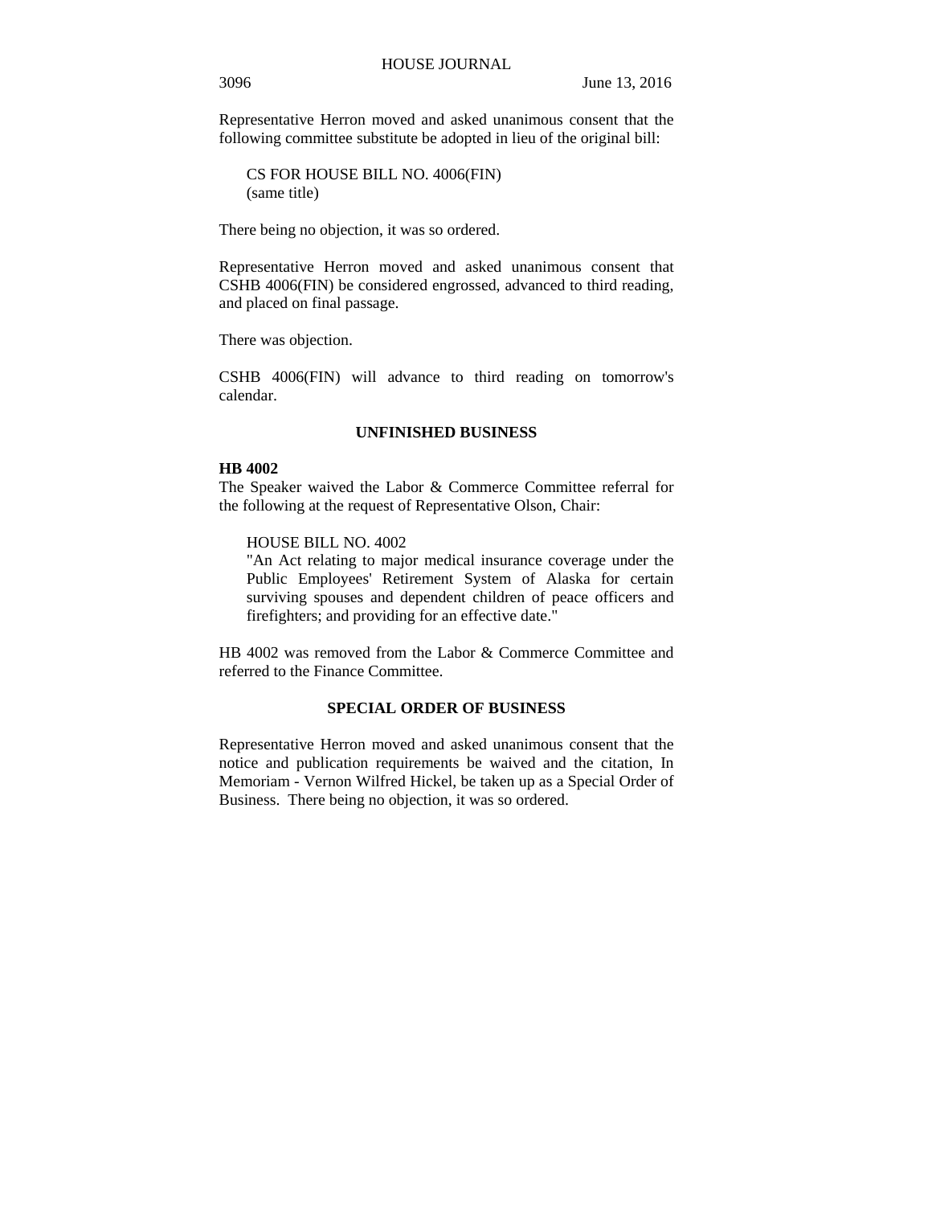Representative Herron moved and asked unanimous consent that the following committee substitute be adopted in lieu of the original bill:

CS FOR HOUSE BILL NO. 4006(FIN)
(same title)

There being no objection, it was so ordered.

Representative Herron moved and asked unanimous consent that CSHB 4006(FIN) be considered engrossed, advanced to third reading, and placed on final passage.

There was objection.

CSHB 4006(FIN) will advance to third reading on tomorrow's calendar.

## UNFINISHED BUSINESS

**HB 4002**

The Speaker waived the Labor & Commerce Committee referral for the following at the request of Representative Olson, Chair:

HOUSE BILL NO. 4002
"An Act relating to major medical insurance coverage under the Public Employees' Retirement System of Alaska for certain surviving spouses and dependent children of peace officers and firefighters; and providing for an effective date."

HB 4002 was removed from the Labor & Commerce Committee and referred to the Finance Committee.

## SPECIAL ORDER OF BUSINESS

Representative Herron moved and asked unanimous consent that the notice and publication requirements be waived and the citation, In Memoriam - Vernon Wilfred Hickel, be taken up as a Special Order of Business. There being no objection, it was so ordered.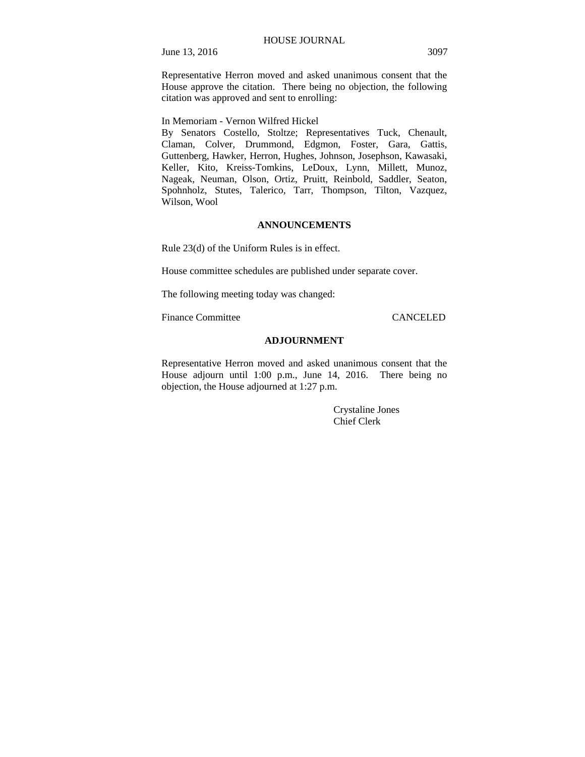Representative Herron moved and asked unanimous consent that the House approve the citation. There being no objection, the following citation was approved and sent to enrolling:

In Memoriam - Vernon Wilfred Hickel
By Senators Costello, Stoltze; Representatives Tuck, Chenault, Claman, Colver, Drummond, Edgmon, Foster, Gara, Gattis, Guttenberg, Hawker, Herron, Hughes, Johnson, Josephson, Kawasaki, Keller, Kito, Kreiss-Tomkins, LeDoux, Lynn, Millett, Munoz, Nageak, Neuman, Olson, Ortiz, Pruitt, Reinbold, Saddler, Seaton, Spohnholz, Stutes, Talerico, Tarr, Thompson, Tilton, Vazquez, Wilson, Wool

## ANNOUNCEMENTS

Rule 23(d) of the Uniform Rules is in effect.

House committee schedules are published under separate cover.

The following meeting today was changed:

Finance Committee CANCELED

## ADJOURNMENT

Representative Herron moved and asked unanimous consent that the House adjourn until 1:00 p.m., June 14, 2016. There being no objection, the House adjourned at 1:27 p.m.

Crystaline Jones
Chief Clerk